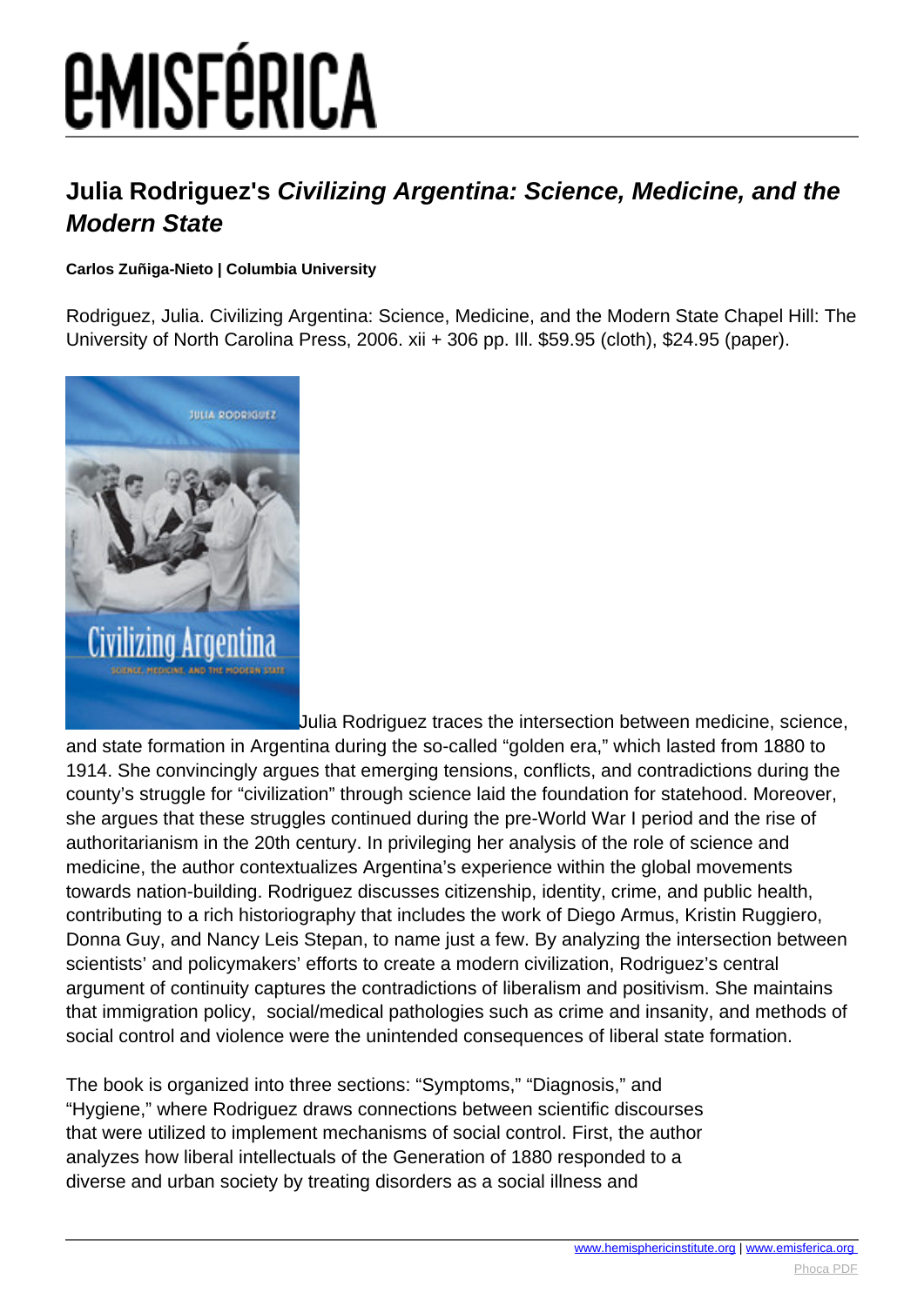# Julia Rodriguez's *Civilizing Argentina: Science, Medicine, and the Modern State*

**Carlos Zuñiga-Nieto | Columbia University**

Rodriguez, Julia. Civilizing Argentina: Science, Medicine, and the Modern State Chapel Hill: The University of North Carolina Press, 2006. xii + 306 pp. Ill. $59.95 (cloth), $24.95 (paper).

Julia Rodriguez traces the intersection between medicine, science, and state formation in Argentina during the so-called "golden era," which lasted from 1880 to 1914. She convincingly argues that emerging tensions, conflicts, and contradictions during the county's struggle for "civilization" through science laid the foundation for statehood. Moreover, she argues that these struggles continued during the pre-World War I period and the rise of authoritarianism in the 20th century. In privileging her analysis of the role of science and medicine, the author contextualizes Argentina's experience within the global movements towards nation-building. Rodriguez discusses citizenship, identity, crime, and public health, contributing to a rich historiography that includes the work of Diego Armus, Kristin Ruggiero, Donna Guy, and Nancy Leis Stepan, to name just a few. By analyzing the intersection between scientists' and policymakers' efforts to create a modern civilization, Rodriguez's central argument of continuity captures the contradictions of liberalism and positivism. She maintains that immigration policy, social/medical pathologies such as crime and insanity, and methods of social control and violence were the unintended consequences of liberal state formation.

The book is organized into three sections: "Symptoms," "Diagnosis," and "Hygiene," where Rodriguez draws connections between scientific discourses that were utilized to implement mechanisms of social control. First, the author analyzes how liberal intellectuals of the Generation of 1880 responded to a diverse and urban society by treating disorders as a social illness and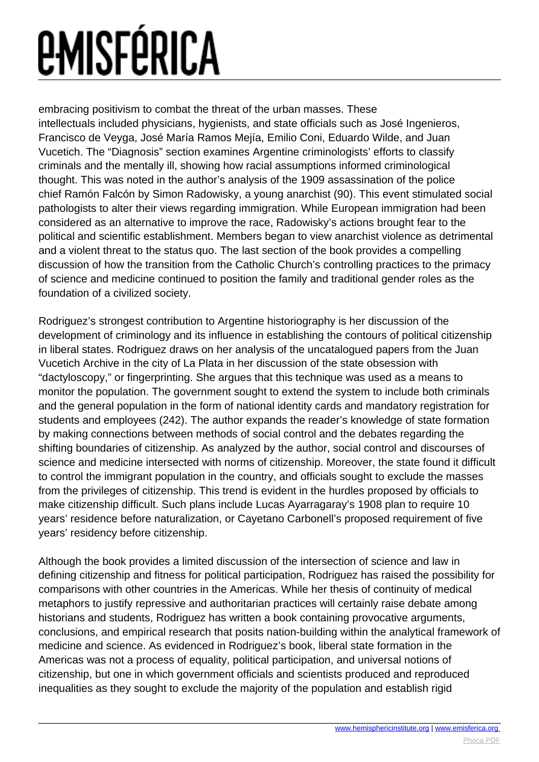embracing positivism to combat the threat of the urban masses. These intellectuals included physicians, hygienists, and state officials such as José Ingenieros, Francisco de Veyga, José María Ramos Mejía, Emilio Coni, Eduardo Wilde, and Juan Vucetich. The "Diagnosis" section examines Argentine criminologists' efforts to classify criminals and the mentally ill, showing how racial assumptions informed criminological thought. This was noted in the author's analysis of the 1909 assassination of the police chief Ramón Falcón by Simon Radowisky, a young anarchist (90). This event stimulated social pathologists to alter their views regarding immigration. While European immigration had been considered as an alternative to improve the race, Radowisky's actions brought fear to the political and scientific establishment. Members began to view anarchist violence as detrimental and a violent threat to the status quo. The last section of the book provides a compelling discussion of how the transition from the Catholic Church's controlling practices to the primacy of science and medicine continued to position the family and traditional gender roles as the foundation of a civilized society.

Rodriguez's strongest contribution to Argentine historiography is her discussion of the development of criminology and its influence in establishing the contours of political citizenship in liberal states. Rodriguez draws on her analysis of the uncatalogued papers from the Juan Vucetich Archive in the city of La Plata in her discussion of the state obsession with "dactyloscopy," or fingerprinting. She argues that this technique was used as a means to monitor the population. The government sought to extend the system to include both criminals and the general population in the form of national identity cards and mandatory registration for students and employees (242). The author expands the reader's knowledge of state formation by making connections between methods of social control and the debates regarding the shifting boundaries of citizenship. As analyzed by the author, social control and discourses of science and medicine intersected with norms of citizenship. Moreover, the state found it difficult to control the immigrant population in the country, and officials sought to exclude the masses from the privileges of citizenship. This trend is evident in the hurdles proposed by officials to make citizenship difficult. Such plans include Lucas Ayarragaray's 1908 plan to require 10 years' residence before naturalization, or Cayetano Carbonell's proposed requirement of five years' residency before citizenship.

Although the book provides a limited discussion of the intersection of science and law in defining citizenship and fitness for political participation, Rodriguez has raised the possibility for comparisons with other countries in the Americas. While her thesis of continuity of medical metaphors to justify repressive and authoritarian practices will certainly raise debate among historians and students, Rodriguez has written a book containing provocative arguments, conclusions, and empirical research that posits nation-building within the analytical framework of medicine and science. As evidenced in Rodriguez's book, liberal state formation in the Americas was not a process of equality, political participation, and universal notions of citizenship, but one in which government officials and scientists produced and reproduced inequalities as they sought to exclude the majority of the population and establish rigid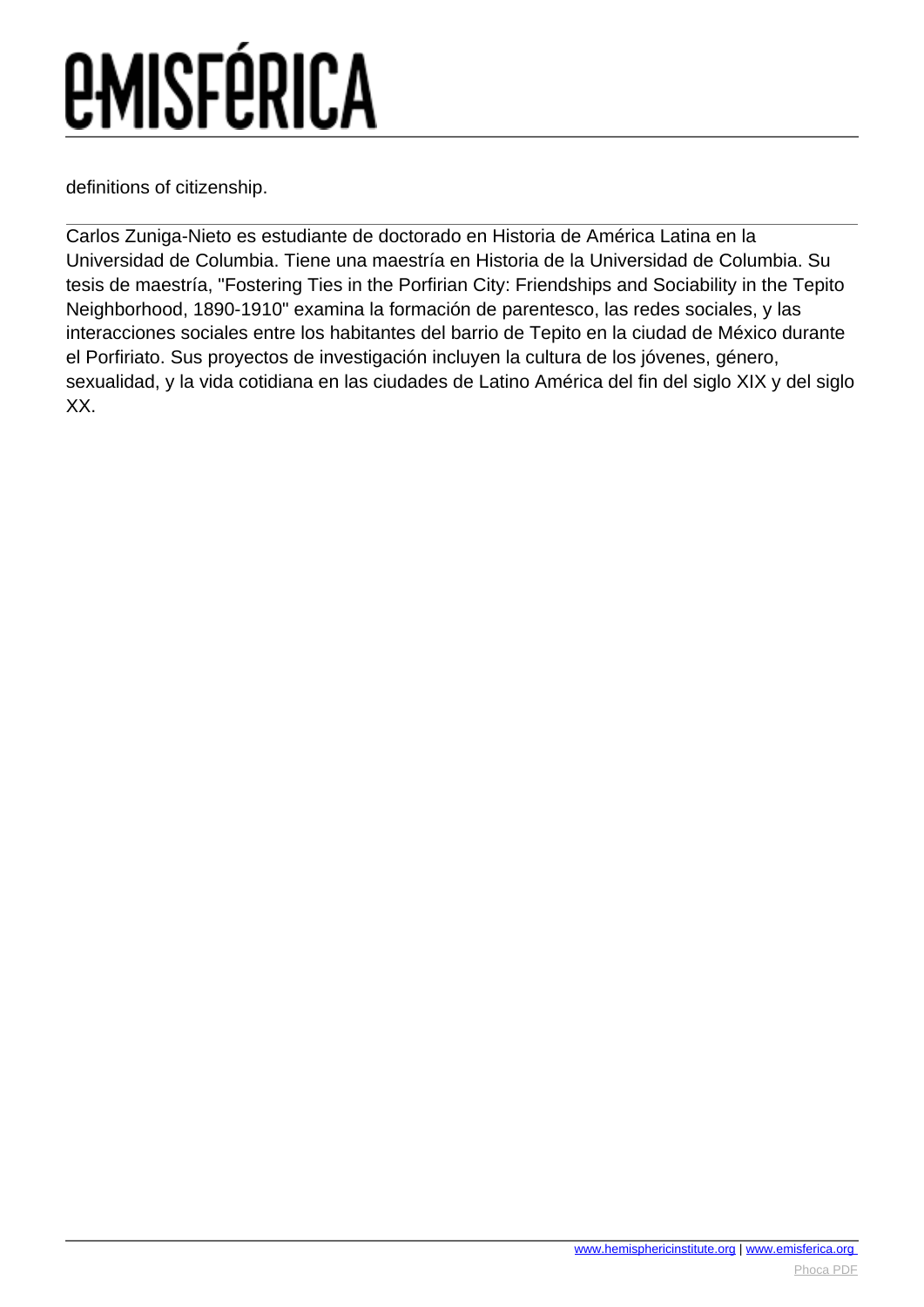definitions of citizenship.

---

Carlos Zuniga-Nieto es estudiante de doctorado en Historia de América Latina en la Universidad de Columbia. Tiene una maestría en Historia de la Universidad de Columbia. Su tesis de maestría, "Fostering Ties in the Porfirian City: Friendships and Sociability in the Tepito Neighborhood, 1890-1910" examina la formación de parentesco, las redes sociales, y las interacciones sociales entre los habitantes del barrio de Tepito en la ciudad de México durante el Porfiriato. Sus proyectos de investigación incluyen la cultura de los jóvenes, género, sexualidad, y la vida cotidiana en las ciudades de Latino América del fin del siglo XIX y del siglo XX.